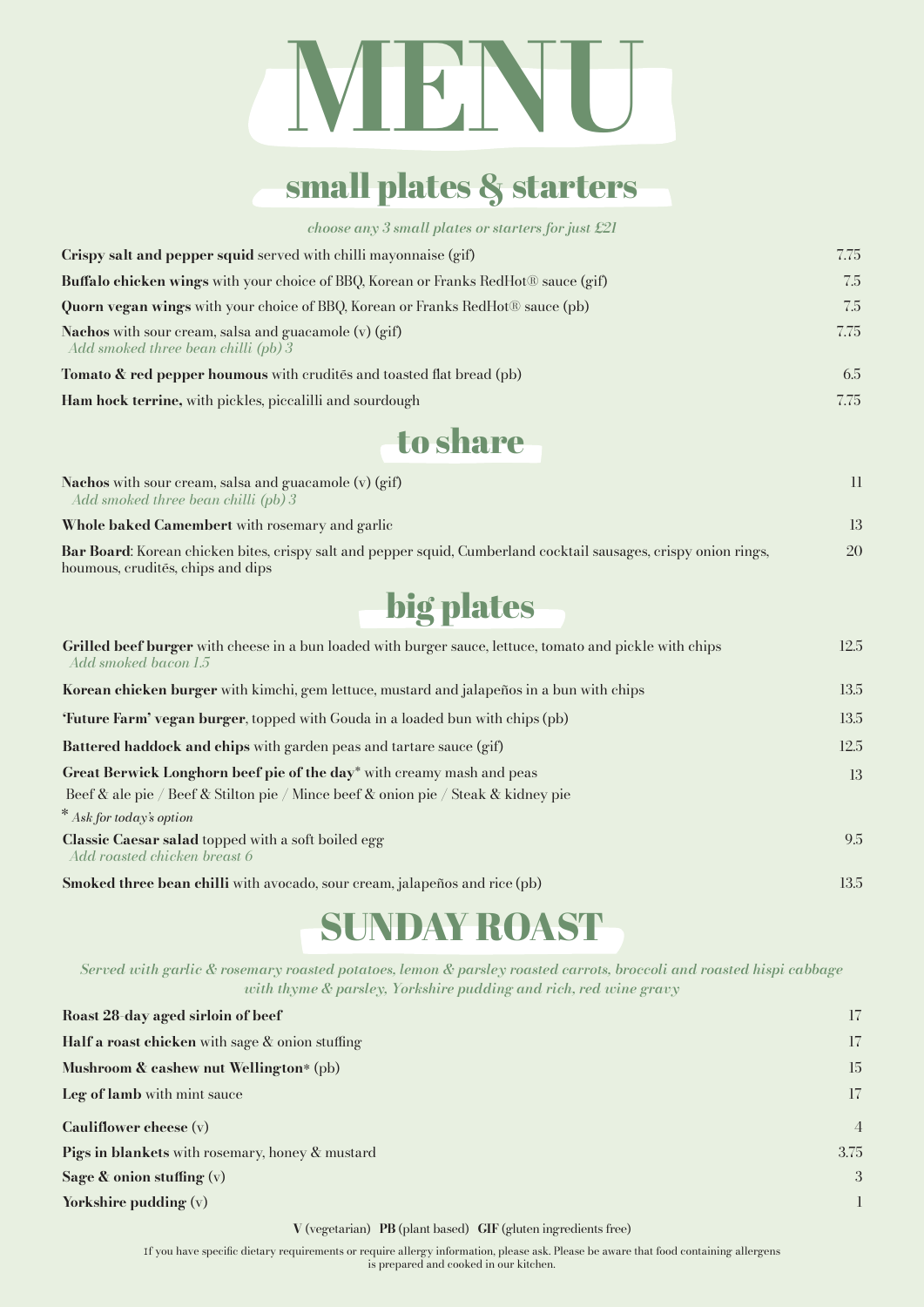# MENU

## small plates & starters

*choose any 3 small plates or starters for just £21*

| | |
|---|---|
| **Crispy salt and pepper squid** served with chilli mayonnaise (gif) | 7.75 |
| **Buffalo chicken wings** with your choice of BBQ, Korean or Franks RedHot® sauce (gif) | 7.5 |
| **Quorn vegan wings** with your choice of BBQ, Korean or Franks RedHot® sauce (pb) | 7.5 |
| **Nachos** with sour cream, salsa and guacamole (v) (gif) *Add smoked three bean chilli (pb) 3* | 7.75 |
| **Tomato & red pepper houmous** with cruditēs and toasted flat bread (pb) | 6.5 |
| **Ham hock terrine,** with pickles, piccalilli and sourdough | 7.75 |

## to share

| | |
|---|---|
| **Nachos** with sour cream, salsa and guacamole (v) (gif) *Add smoked three bean chilli (pb) 3* | 11 |
| **Whole baked Camembert** with rosemary and garlic | 13 |
| **Bar Board**: Korean chicken bites, crispy salt and pepper squid, Cumberland cocktail sausages, crispy onion rings, houmous, cruditēs, chips and dips | 20 |

## big plates

| | |
|---|---|
| **Grilled beef burger** with cheese in a bun loaded with burger sauce, lettuce, tomato and pickle with chips *Add smoked bacon 1.5* | 12.5 |
| **Korean chicken burger** with kimchi, gem lettuce, mustard and jalapeños in a bun with chips | 13.5 |
| **'Future Farm' vegan burger**, topped with Gouda in a loaded bun with chips (pb) | 13.5 |
| **Battered haddock and chips** with garden peas and tartare sauce (gif) | 12.5 |
| **Great Berwick Longhorn beef pie of the day*** with creamy mash and peas<br>Beef & ale pie / Beef & Stilton pie / Mince beef & onion pie / Steak & kidney pie<br>* *Ask for today's option* | 13 |
| **Classic Caesar salad** topped with a soft boiled egg *Add roasted chicken breast 6* | 9.5 |
| **Smoked three bean chilli** with avocado, sour cream, jalapeños and rice (pb) | 13.5 |

## SUNDAY ROAST

*Served with garlic & rosemary roasted potatoes, lemon & parsley roasted carrots, broccoli and roasted hispi cabbage with thyme & parsley, Yorkshire pudding and rich, red wine gravy*

| | |
|---|---|
| **Roast 28-day aged sirloin of beef** | 17 |
| **Half a roast chicken** with sage & onion stuffing | 17 |
| **Mushroom & cashew nut Wellington*** (pb) | 15 |
| **Leg of lamb** with mint sauce | 17 |
| **Cauliflower cheese** (v) | 4 |
| **Pigs in blankets** with rosemary, honey & mustard | 3.75 |
| **Sage & onion stuffing** (v) | 3 |
| **Yorkshire pudding** (v) | 1 |

**V** (vegetarian) **PB** (plant based) **GIF** (gluten ingredients free)

If you have specific dietary requirements or require allergy information, please ask. Please be aware that food containing allergens is prepared and cooked in our kitchen.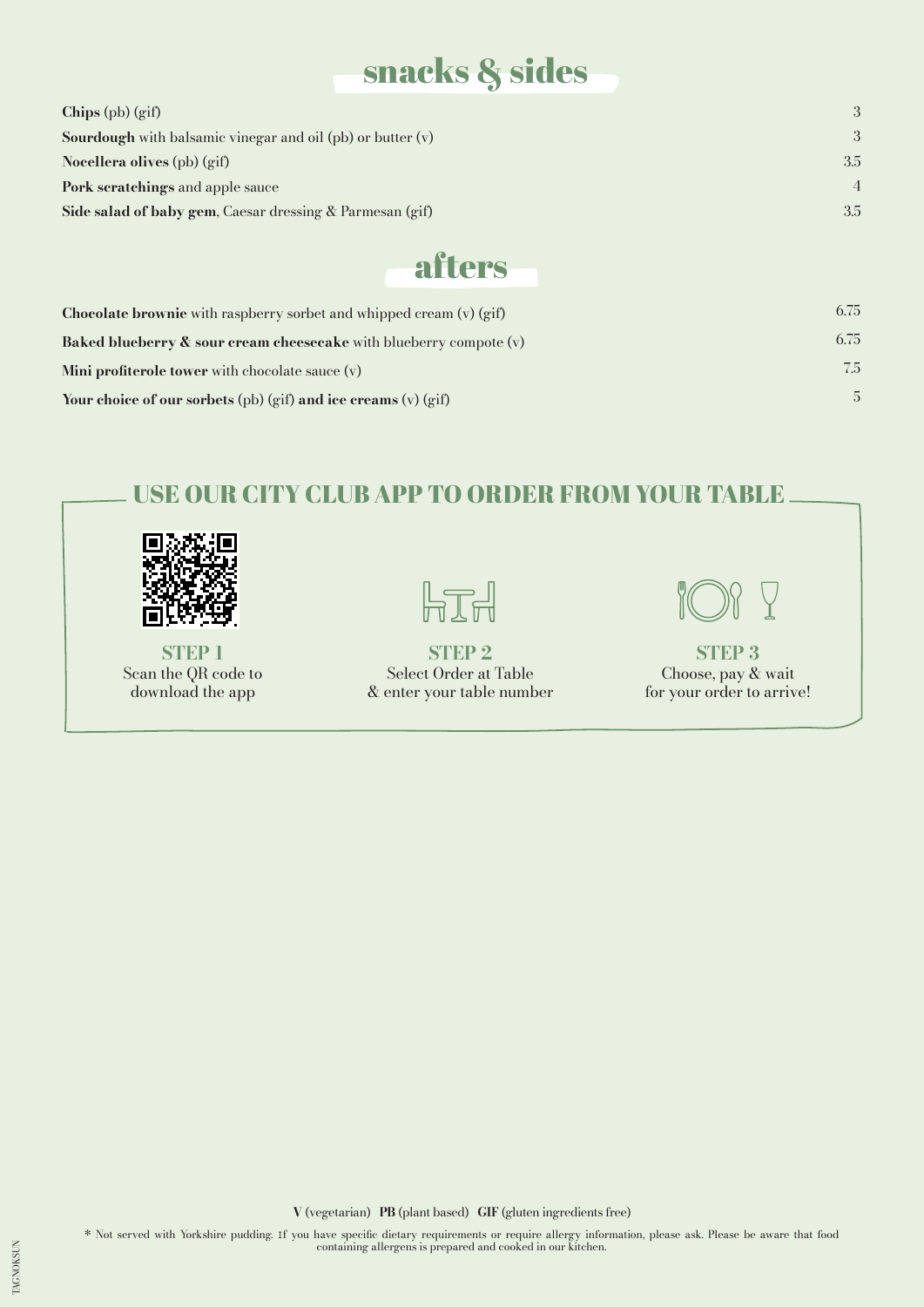## snacks & sides

| | |
|---|---|
| **Chips** (pb) (gif) | 3 |
| **Sourdough** with balsamic vinegar and oil (pb) or butter (v) | 3 |
| **Nocellera olives** (pb) (gif) | 3.5 |
| **Pork scratchings** and apple sauce | 4 |
| **Side salad of baby gem**, Caesar dressing & Parmesan (gif) | 3.5 |

## afters

| | |
|---|---|
| **Chocolate brownie** with raspberry sorbet and whipped cream (v) (gif) | 6.75 |
| **Baked blueberry & sour cream cheesecake** with blueberry compote (v) | 6.75 |
| **Mini profiterole tower** with chocolate sauce (v) | 7.5 |
| **Your choice of our sorbets** (pb) (gif) **and ice creams** (v) (gif) | 5 |

## USE OUR CITY CLUB APP TO ORDER FROM YOUR TABLE

**STEP 1**
Scan the QR code to download the app

**STEP 2**
Select Order at Table & enter your table number

**STEP 3**
Choose, pay & wait for your order to arrive!

**V** (vegetarian) **PB** (plant based) **GIF** (gluten ingredients free)

* Not served with Yorkshire pudding. If you have specific dietary requirements or require allergy information, please ask. Please be aware that food containing allergens is prepared and cooked in our kitchen.

TAGNOKSUN